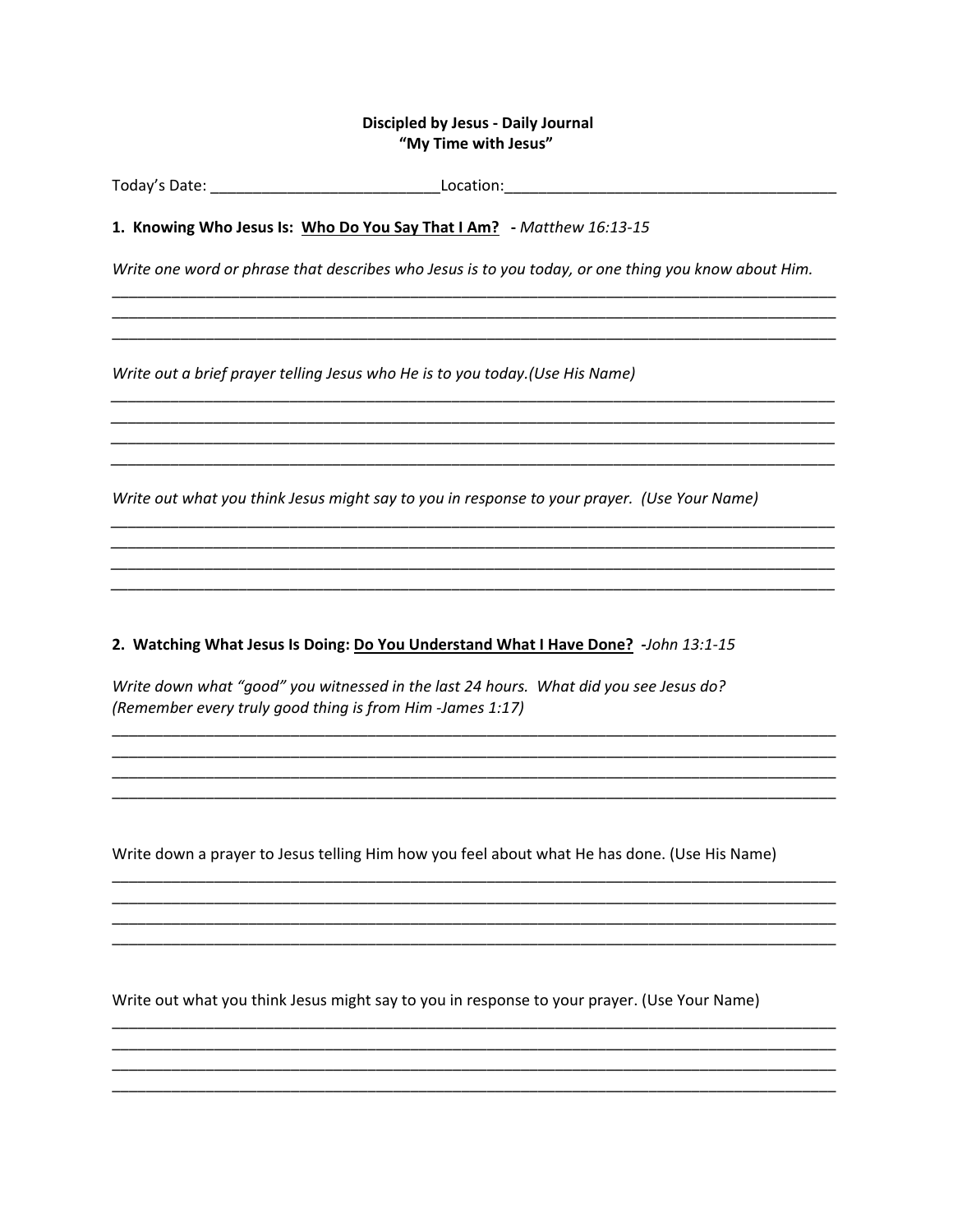**Discipled by Jesus - Daily Journal**
**"My Time with Jesus"**

Today's Date: ___________________________Location:______________________________________

**1. Knowing Who Jesus Is: <u>Who Do You Say That I Am?</u> -** *Matthew 16:13-15*

*Write one word or phrase that describes who Jesus is to you today, or one thing you know about Him.*

_____________________________________________________________________________________
_____________________________________________________________________________________
_____________________________________________________________________________________

*Write out a brief prayer telling Jesus who He is to you today.(Use His Name)*

_____________________________________________________________________________________
_____________________________________________________________________________________
_____________________________________________________________________________________
_____________________________________________________________________________________

*Write out what you think Jesus might say to you in response to your prayer. (Use Your Name)*

_____________________________________________________________________________________
_____________________________________________________________________________________
_____________________________________________________________________________________
_____________________________________________________________________________________

**2. Watching What Jesus Is Doing: <u>Do You Understand What I Have Done?</u> -***John 13:1-15*

*Write down what "good" you witnessed in the last 24 hours. What did you see Jesus do?*
*(Remember every truly good thing is from Him -James 1:17)*

_____________________________________________________________________________________
_____________________________________________________________________________________
_____________________________________________________________________________________
_____________________________________________________________________________________

Write down a prayer to Jesus telling Him how you feel about what He has done. (Use His Name)

_____________________________________________________________________________________
_____________________________________________________________________________________
_____________________________________________________________________________________
_____________________________________________________________________________________

Write out what you think Jesus might say to you in response to your prayer. (Use Your Name)

_____________________________________________________________________________________
_____________________________________________________________________________________
_____________________________________________________________________________________
_____________________________________________________________________________________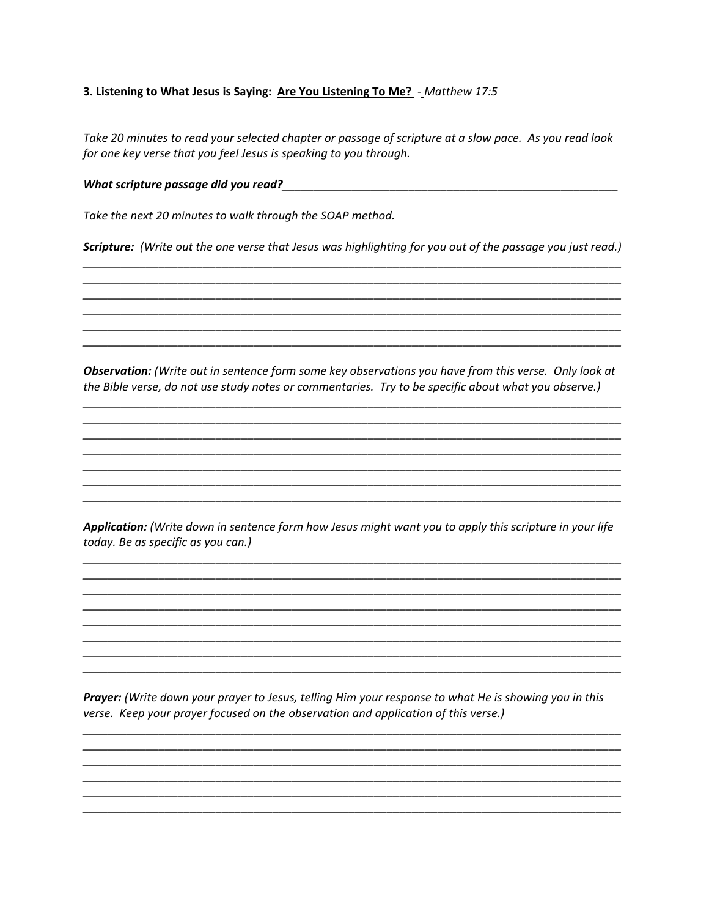**3. Listening to What Jesus is Saying: <u>Are You Listening To Me?</u>** - *Matthew 17:5*

*Take 20 minutes to read your selected chapter or passage of scripture at a slow pace. As you read look for one key verse that you feel Jesus is speaking to you through.*

***What scripture passage did you read?***_______________________________________________________

*Take the next 20 minutes to walk through the SOAP method.*

***Scripture:*** *(Write out the one verse that Jesus was highlighting for you out of the passage you just read.)*

_____________________________________________________________________________________
_____________________________________________________________________________________
_____________________________________________________________________________________
_____________________________________________________________________________________
_____________________________________________________________________________________
_____________________________________________________________________________________

***Observation:*** *(Write out in sentence form some key observations you have from this verse. Only look at the Bible verse, do not use study notes or commentaries. Try to be specific about what you observe.)*

_____________________________________________________________________________________
_____________________________________________________________________________________
_____________________________________________________________________________________
_____________________________________________________________________________________
_____________________________________________________________________________________
_____________________________________________________________________________________
_____________________________________________________________________________________

***Application:*** *(Write down in sentence form how Jesus might want you to apply this scripture in your life today. Be as specific as you can.)*

_____________________________________________________________________________________
_____________________________________________________________________________________
_____________________________________________________________________________________
_____________________________________________________________________________________
_____________________________________________________________________________________
_____________________________________________________________________________________
_____________________________________________________________________________________
_____________________________________________________________________________________

***Prayer:*** *(Write down your prayer to Jesus, telling Him your response to what He is showing you in this verse. Keep your prayer focused on the observation and application of this verse.)*

_____________________________________________________________________________________
_____________________________________________________________________________________
_____________________________________________________________________________________
_____________________________________________________________________________________
_____________________________________________________________________________________
_____________________________________________________________________________________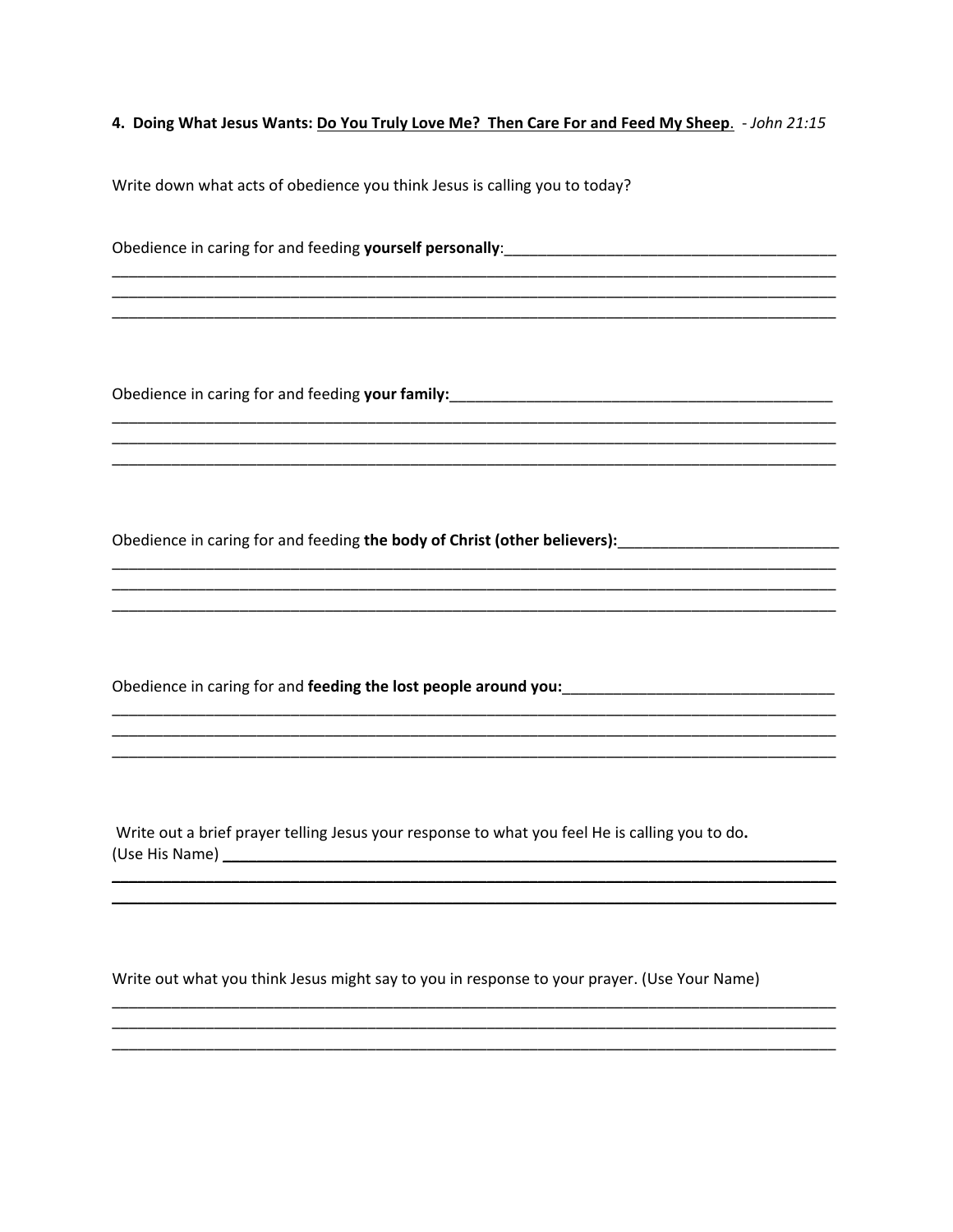**4. Doing What Jesus Wants: <u>Do You Truly Love Me? Then Care For and Feed My Sheep</u>.** - *John 21:15*

Write down what acts of obedience you think Jesus is calling you to today?

Obedience in caring for and feeding **yourself personally**:_______________________________________

___________________________________________________________________________________

___________________________________________________________________________________

___________________________________________________________________________________

Obedience in caring for and feeding **your family:**_______________________________________________

___________________________________________________________________________________

___________________________________________________________________________________

___________________________________________________________________________________

Obedience in caring for and feeding **the body of Christ (other believers):**__________________________

___________________________________________________________________________________

___________________________________________________________________________________

___________________________________________________________________________________

Obedience in caring for and **feeding the lost people around you:**________________________________

___________________________________________________________________________________

___________________________________________________________________________________

___________________________________________________________________________________

Write out a brief prayer telling Jesus your response to what you feel He is calling you to do.
(Use His Name) ____________________________________________________________________

___________________________________________________________________________________

___________________________________________________________________________________

Write out what you think Jesus might say to you in response to your prayer. (Use Your Name)

___________________________________________________________________________________

___________________________________________________________________________________

___________________________________________________________________________________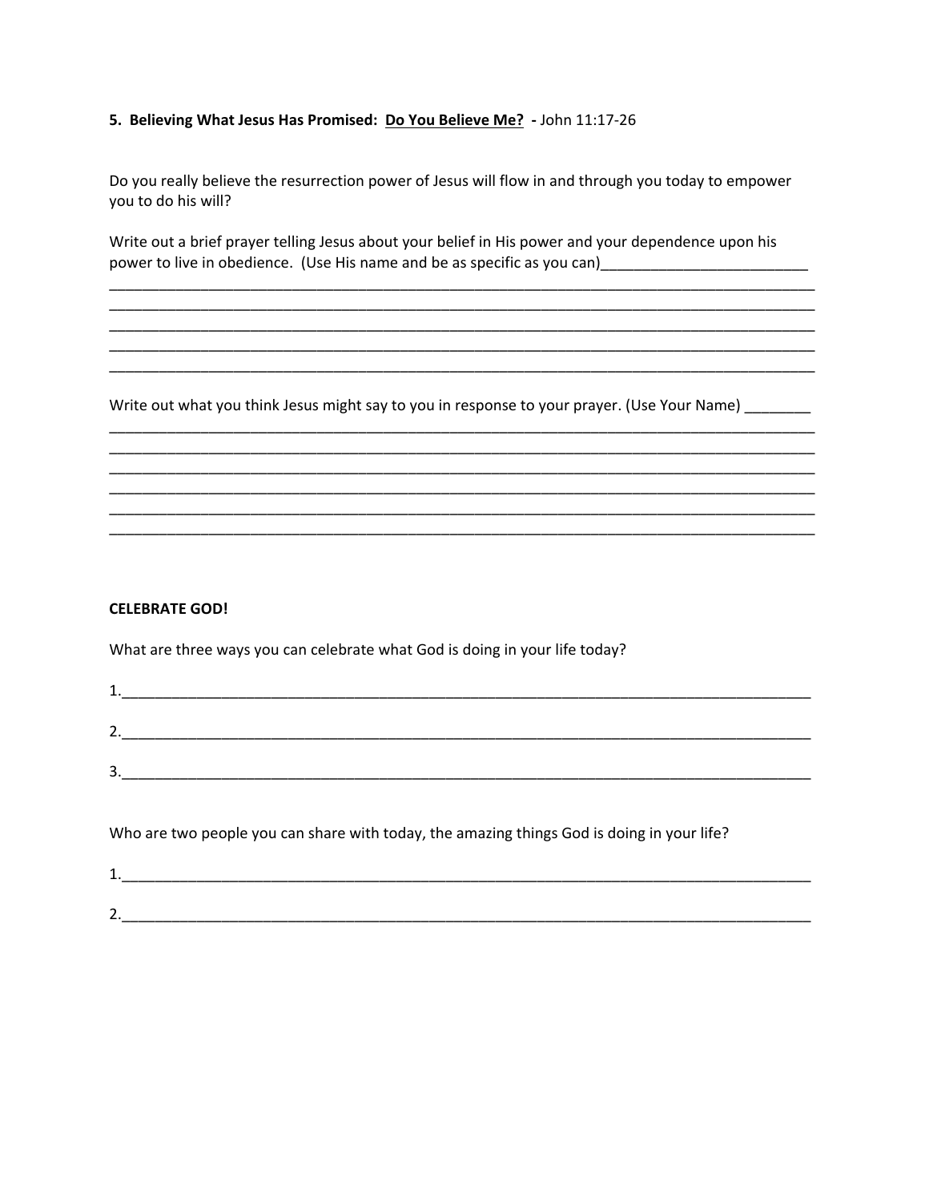**5. Believing What Jesus Has Promised: <u>Do You Believe Me?</u> -** John 11:17-26

Do you really believe the resurrection power of Jesus will flow in and through you today to empower you to do his will?

Write out a brief prayer telling Jesus about your belief in His power and your dependence upon his power to live in obedience. (Use His name and be as specific as you can)_________________________

_____________________________________________________________________________________

_____________________________________________________________________________________

_____________________________________________________________________________________

_____________________________________________________________________________________

_____________________________________________________________________________________

Write out what you think Jesus might say to you in response to your prayer. (Use Your Name) ________

_____________________________________________________________________________________

_____________________________________________________________________________________

_____________________________________________________________________________________

_____________________________________________________________________________________

_____________________________________________________________________________________

_____________________________________________________________________________________

**CELEBRATE GOD!**

What are three ways you can celebrate what God is doing in your life today?

1.____________________________________________________________________________________

2.____________________________________________________________________________________

3.____________________________________________________________________________________

Who are two people you can share with today, the amazing things God is doing in your life?

1.____________________________________________________________________________________

2.____________________________________________________________________________________